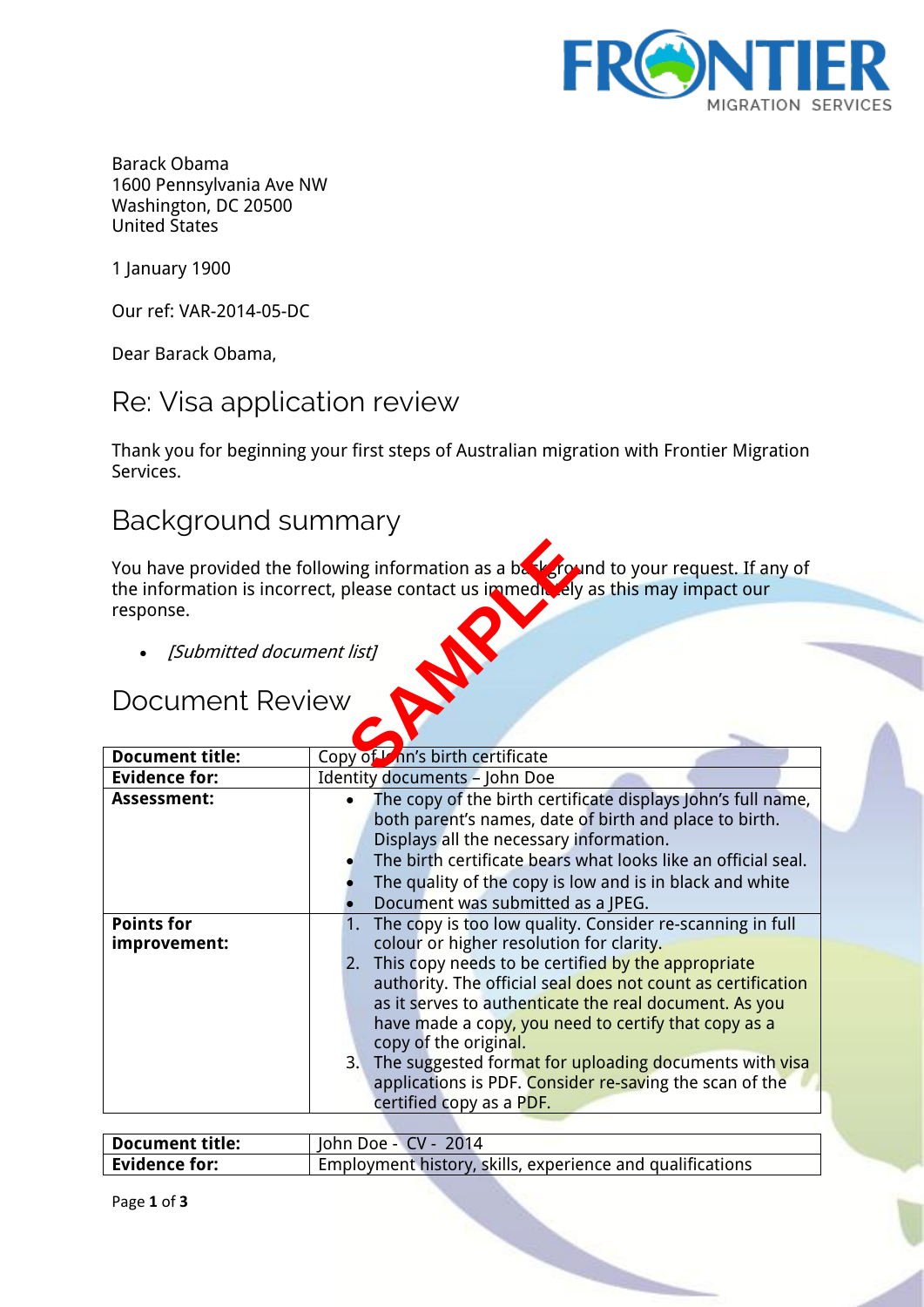FRONTIER
MIGRATION SERVICES

Barack Obama
1600 Pennsylvania Ave NW
Washington, DC 20500
United States

1 January 1900

Our ref: VAR-2014-05-DC

Dear Barack Obama,

## Re: Visa application review

Thank you for beginning your first steps of Australian migration with Frontier Migration Services.

## Background summary

You have provided the following information as a background to your request. If any of the information is incorrect, please contact us immediately as this may impact our response.

- *[Submitted document list]*

SAMPLE

## Document Review

| **Document title:** | Copy of John's birth certificate |
|---|---|
| **Evidence for:** | Identity documents – John Doe |
| **Assessment:** | • The copy of the birth certificate displays John's full name, both parent's names, date of birth and place to birth. Displays all the necessary information.<br>• The birth certificate bears what looks like an official seal.<br>• The quality of the copy is low and is in black and white<br>• Document was submitted as a JPEG. |
| **Points for improvement:** | 1. The copy is too low quality. Consider re-scanning in full colour or higher resolution for clarity.<br>2. This copy needs to be certified by the appropriate authority. The official seal does not count as certification as it serves to authenticate the real document. As you have made a copy, you need to certify that copy as a copy of the original.<br>3. The suggested format for uploading documents with visa applications is PDF. Consider re-saving the scan of the certified copy as a PDF. |

| **Document title:** | John Doe - CV - 2014 |
|---|---|
| **Evidence for:** | Employment history, skills, experience and qualifications |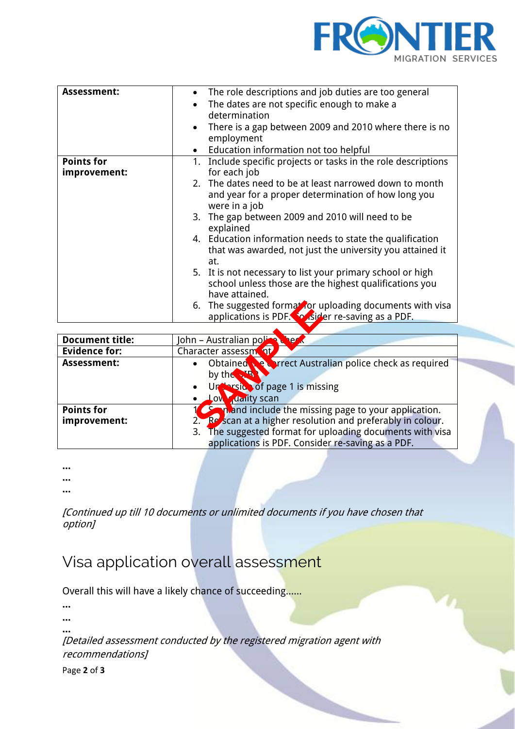| Assessment: | • The role descriptions and job duties are too general<br>• The dates are not specific enough to make a determination<br>• There is a gap between 2009 and 2010 where there is no employment<br>• Education information not too helpful |
|---|---|
| **Points for improvement:** | 1. Include specific projects or tasks in the role descriptions for each job<br>2. The dates need to be at least narrowed down to month and year for a proper determination of how long you were in a job<br>3. The gap between 2009 and 2010 will need to be explained<br>4. Education information needs to state the qualification that was awarded, not just the university you attained it at.<br>5. It is not necessary to list your primary school or high school unless those are the highest qualifications you have attained.<br>6. The suggested format for uploading documents with visa applications is PDF. Consider re-saving as a PDF. |

| Document title: | John – Australian police check |
|---|---|
| **Evidence for:** | Character assessment |
| **Assessment:** | • Obtained the correct Australian police check as required by the DIBP<br>• Under section of page 1 is missing<br>• Low quality scan |
| **Points for improvement:** | 1. Scan and include the missing page to your application.<br>2. Re scan at a higher resolution and preferably in colour.<br>3. The suggested format for uploading documents with visa applications is PDF. Consider re-saving as a PDF. |

...
...
...

*[Continued up till 10 documents or unlimited documents if you have chosen that option]*

# Visa application overall assessment

Overall this will have a likely chance of succeeding......

...
...
...

*[Detailed assessment conducted by the registered migration agent with recommendations]*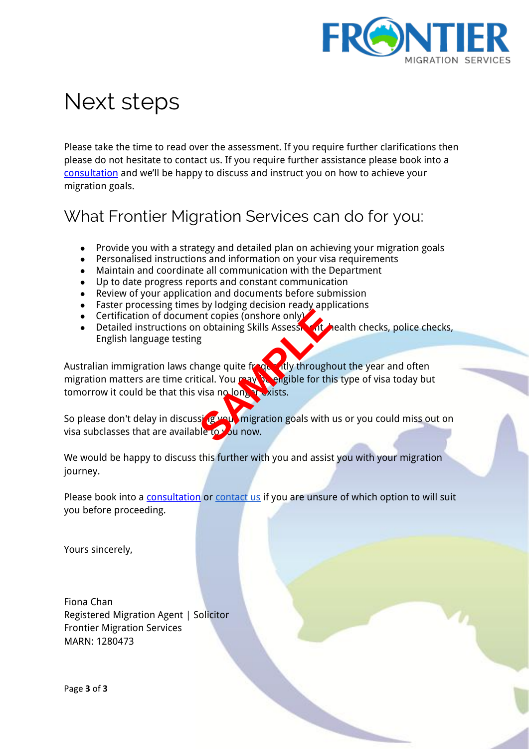# Next steps

Please take the time to read over the assessment. If you require further clarifications then please do not hesitate to contact us. If you require further assistance please book into a consultation and we'll be happy to discuss and instruct you on how to achieve your migration goals.

## What Frontier Migration Services can do for you:

- Provide you with a strategy and detailed plan on achieving your migration goals
- Personalised instructions and information on your visa requirements
- Maintain and coordinate all communication with the Department
- Up to date progress reports and constant communication
- Review of your application and documents before submission
- Faster processing times by lodging decision ready applications
- Certification of document copies (onshore only)
- Detailed instructions on obtaining Skills Assessment, health checks, police checks, English language testing

Australian immigration laws change quite frequently throughout the year and often migration matters are time critical. You may be eligible for this type of visa today but tomorrow it could be that this visa no longer exists.

So please don't delay in discussing your migration goals with us or you could miss out on visa subclasses that are available to you now.

We would be happy to discuss this further with you and assist you with your migration journey.

Please book into a consultation or contact us if you are unsure of which option to will suit you before proceeding.

Yours sincerely,

Fiona Chan
Registered Migration Agent | Solicitor
Frontier Migration Services
MARN: 1280473